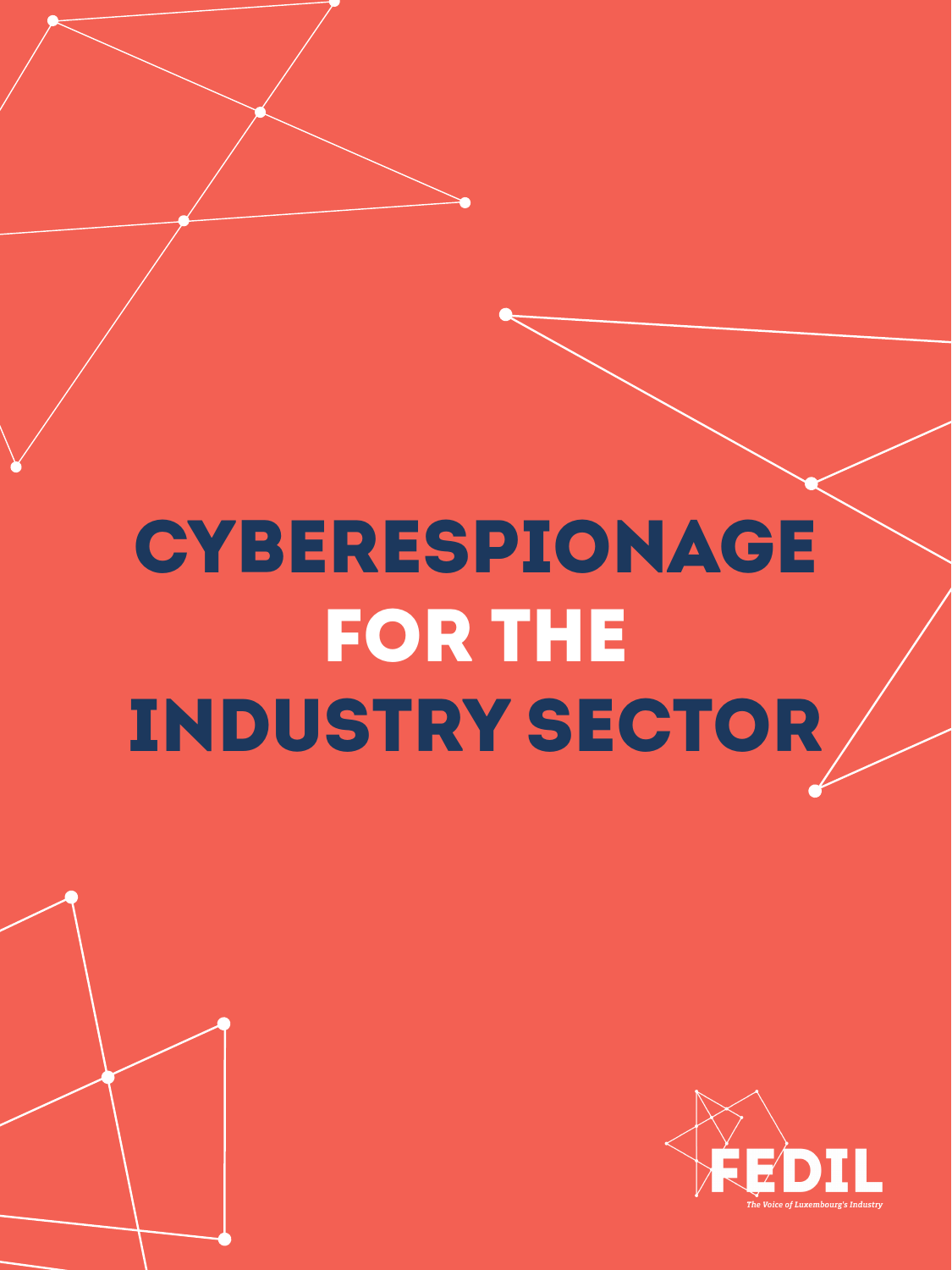# CYBERESPIONAGE FOR THE INDUSTRY SECTOR

FEDIL

*The Voice of Luxembourg's Industry*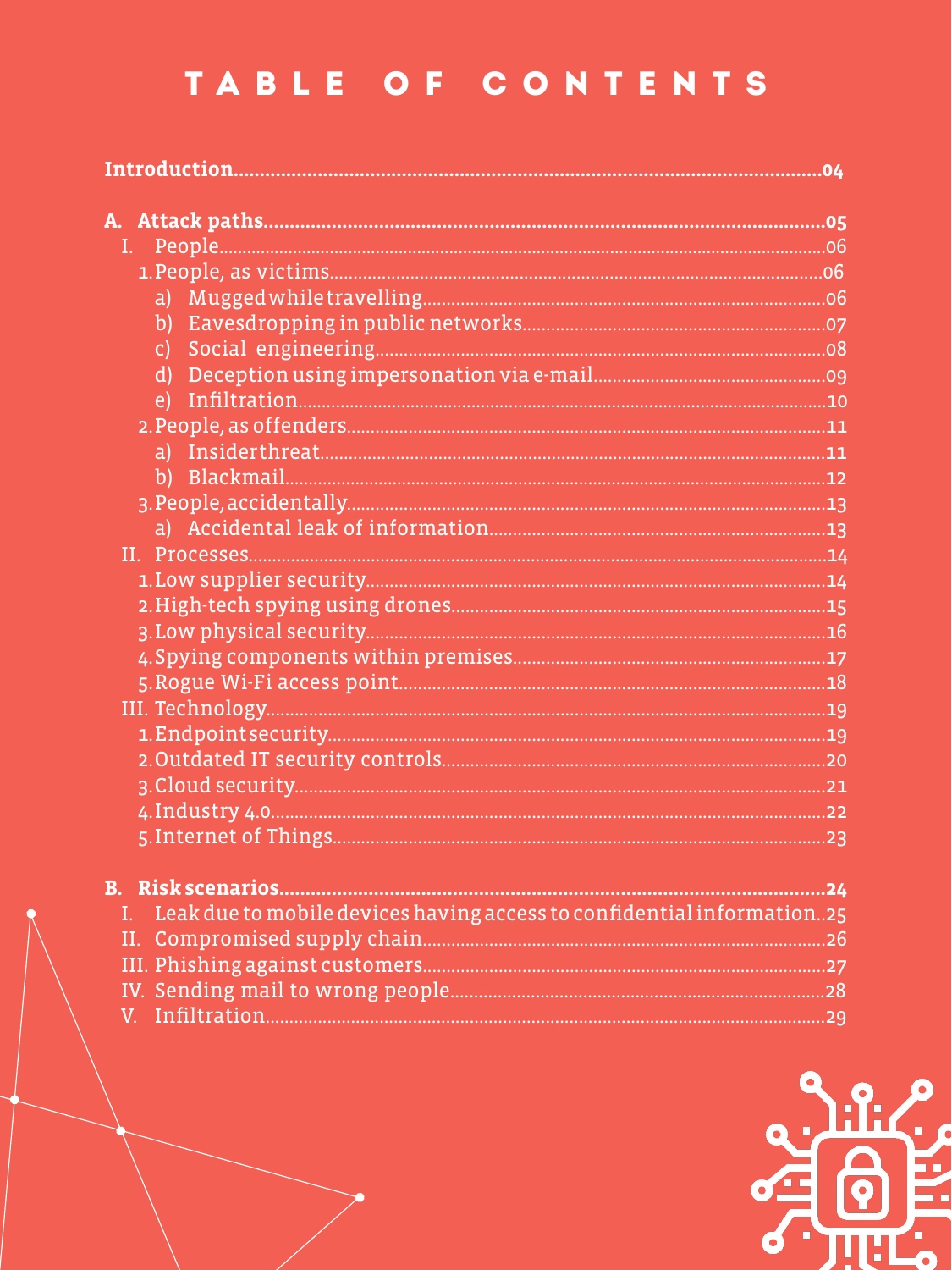# TABLE OF CONTENTS

**Introduction** .......... **04**

**A. Attack paths** .......... **05**

- I. People .......... 06
  - 1. People, as victims .......... 06
    - a) Mugged while travelling .......... 06
    - b) Eavesdropping in public networks .......... 07
    - c) Social engineering .......... 08
    - d) Deception using impersonation via e-mail .......... 09
    - e) Infiltration .......... 10
  - 2. People, as offenders .......... 11
    - a) Insider threat .......... 11
    - b) Blackmail .......... 12
  - 3. People, accidentally .......... 13
    - a) Accidental leak of information .......... 13
- II. Processes .......... 14
  - 1. Low supplier security .......... 14
  - 2. High-tech spying using drones .......... 15
  - 3. Low physical security .......... 16
  - 4. Spying components within premises .......... 17
  - 5. Rogue Wi-Fi access point .......... 18
- III. Technology .......... 19
  - 1. Endpoint security .......... 19
  - 2. Outdated IT security controls .......... 20
  - 3. Cloud security .......... 21
  - 4. Industry 4.0 .......... 22
  - 5. Internet of Things .......... 23

**B. Risk scenarios** .......... **24**

- I. Leak due to mobile devices having access to confidential information .......... 25
- II. Compromised supply chain .......... 26
- III. Phishing against customers .......... 27
- IV. Sending mail to wrong people .......... 28
- V. Infiltration .......... 29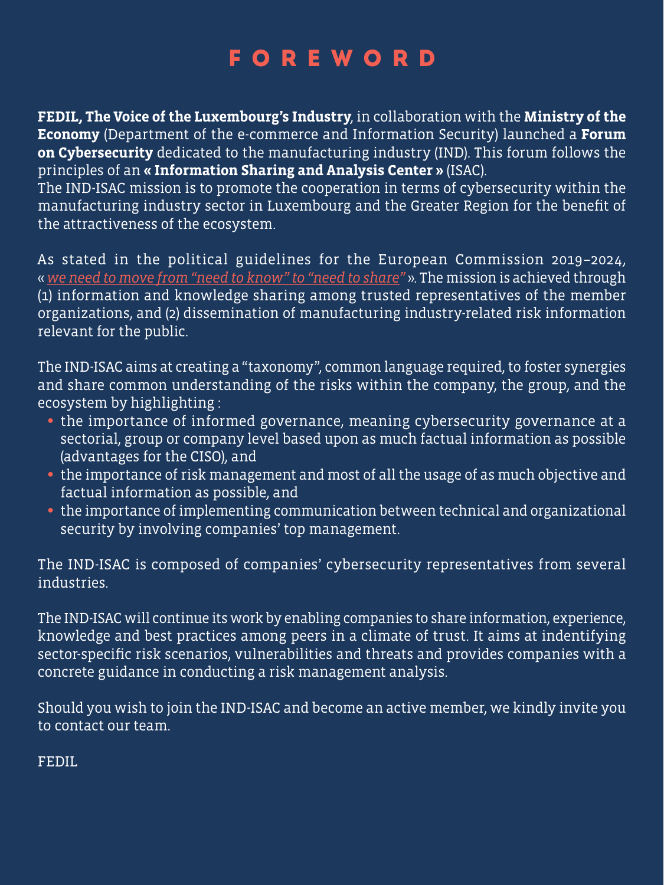# FOREWORD

**FEDIL, The Voice of the Luxembourg's Industry**, in collaboration with the **Ministry of the Economy** (Department of the e-commerce and Information Security) launched a **Forum on Cybersecurity** dedicated to the manufacturing industry (IND). This forum follows the principles of an **« Information Sharing and Analysis Center »** (ISAC).
The IND-ISAC mission is to promote the cooperation in terms of cybersecurity within the manufacturing industry sector in Luxembourg and the Greater Region for the benefit of the attractiveness of the ecosystem.

As stated in the political guidelines for the European Commission 2019–2024, « *we need to move from "need to know" to "need to share"* ». The mission is achieved through (1) information and knowledge sharing among trusted representatives of the member organizations, and (2) dissemination of manufacturing industry-related risk information relevant for the public.

The IND-ISAC aims at creating a "taxonomy", common language required, to foster synergies and share common understanding of the risks within the company, the group, and the ecosystem by highlighting :

- the importance of informed governance, meaning cybersecurity governance at a sectorial, group or company level based upon as much factual information as possible (advantages for the CISO), and
- the importance of risk management and most of all the usage of as much objective and factual information as possible, and
- the importance of implementing communication between technical and organizational security by involving companies' top management.

The IND-ISAC is composed of companies' cybersecurity representatives from several industries.

The IND-ISAC will continue its work by enabling companies to share information, experience, knowledge and best practices among peers in a climate of trust. It aims at indentifying sector-specific risk scenarios, vulnerabilities and threats and provides companies with a concrete guidance in conducting a risk management analysis.

Should you wish to join the IND-ISAC and become an active member, we kindly invite you to contact our team.

FEDIL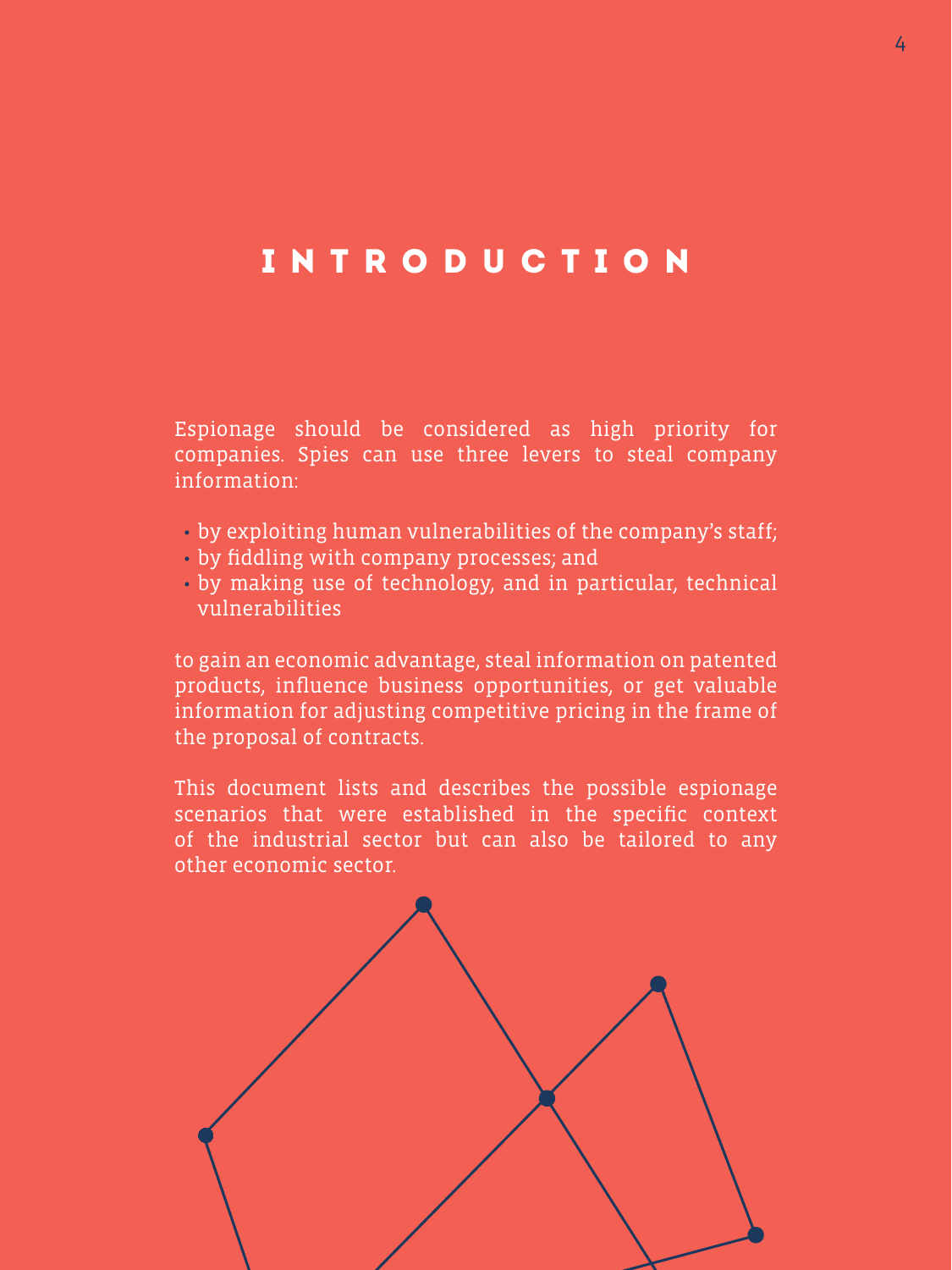# INTRODUCTION

Espionage should be considered as high priority for companies. Spies can use three levers to steal company information:

- by exploiting human vulnerabilities of the company's staff;
- by fiddling with company processes; and
- by making use of technology, and in particular, technical vulnerabilities

to gain an economic advantage, steal information on patented products, influence business opportunities, or get valuable information for adjusting competitive pricing in the frame of the proposal of contracts.

This document lists and describes the possible espionage scenarios that were established in the specific context of the industrial sector but can also be tailored to any other economic sector.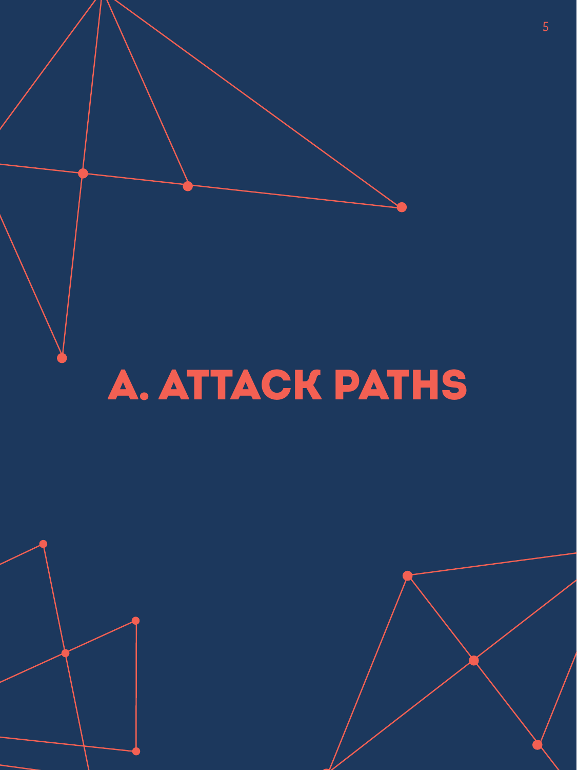# A. ATTACK PATHS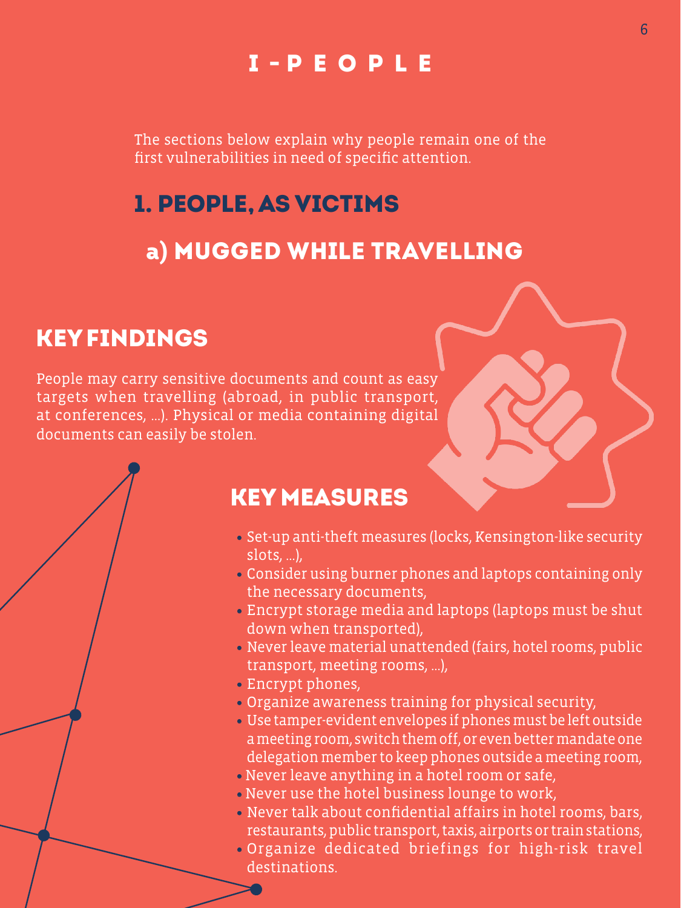# I - PEOPLE

The sections below explain why people remain one of the first vulnerabilities in need of specific attention.

## 1. PEOPLE, AS VICTIMS

### a) MUGGED WHILE TRAVELLING

#### KEY FINDINGS

People may carry sensitive documents and count as easy targets when travelling (abroad, in public transport, at conferences, ...). Physical or media containing digital documents can easily be stolen.

#### KEY MEASURES

- Set-up anti-theft measures (locks, Kensington-like security slots, ...),
- Consider using burner phones and laptops containing only the necessary documents,
- Encrypt storage media and laptops (laptops must be shut down when transported),
- Never leave material unattended (fairs, hotel rooms, public transport, meeting rooms, ...),
- Encrypt phones,
- Organize awareness training for physical security,
- Use tamper-evident envelopes if phones must be left outside a meeting room, switch them off, or even better mandate one delegation member to keep phones outside a meeting room,
- Never leave anything in a hotel room or safe,
- Never use the hotel business lounge to work,
- Never talk about confidential affairs in hotel rooms, bars, restaurants, public transport, taxis, airports or train stations,
- Organize dedicated briefings for high-risk travel destinations.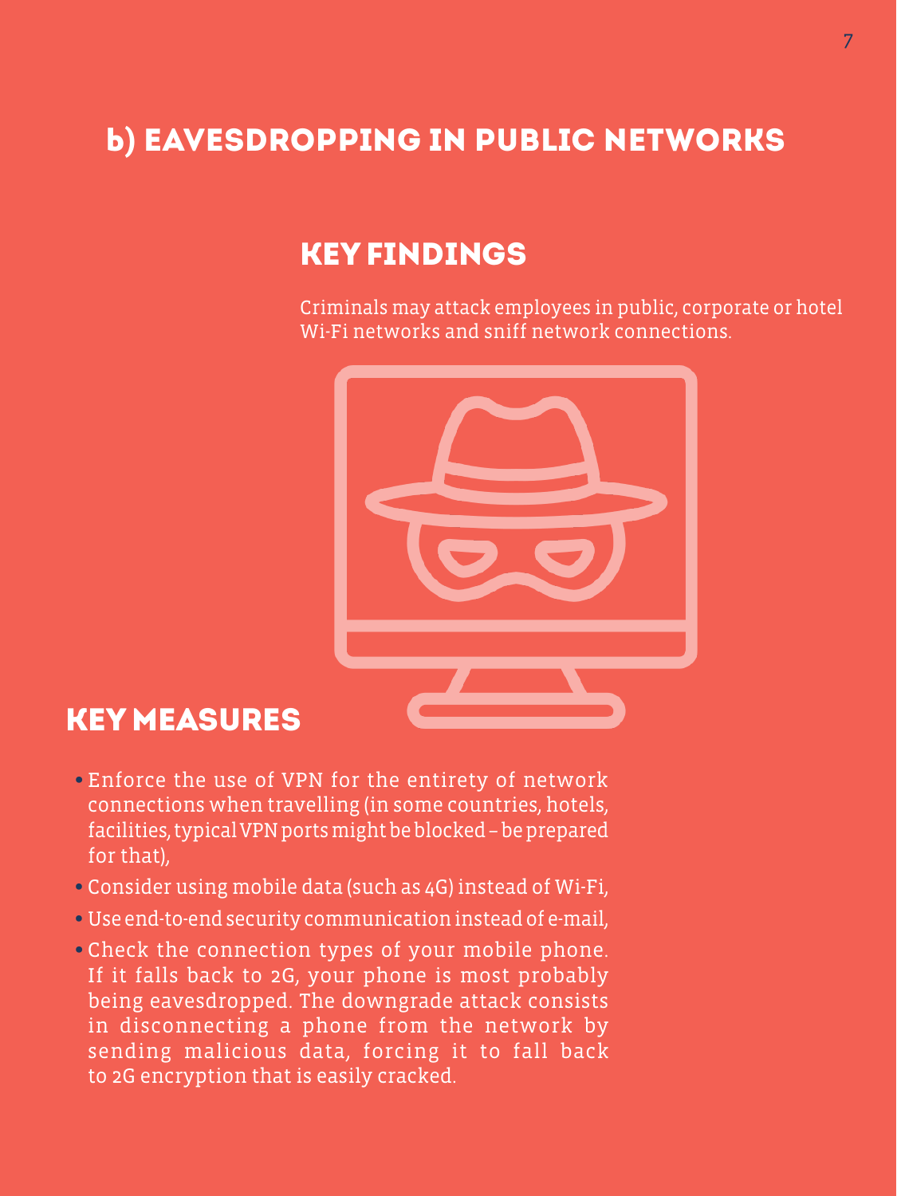## b) Eavesdropping in public networks

### Key findings

Criminals may attack employees in public, corporate or hotel Wi-Fi networks and sniff network connections.

### Key measures

- Enforce the use of VPN for the entirety of network connections when travelling (in some countries, hotels, facilities, typical VPN ports might be blocked – be prepared for that),
- Consider using mobile data (such as 4G) instead of Wi-Fi,
- Use end-to-end security communication instead of e-mail,
- Check the connection types of your mobile phone. If it falls back to 2G, your phone is most probably being eavesdropped. The downgrade attack consists in disconnecting a phone from the network by sending malicious data, forcing it to fall back to 2G encryption that is easily cracked.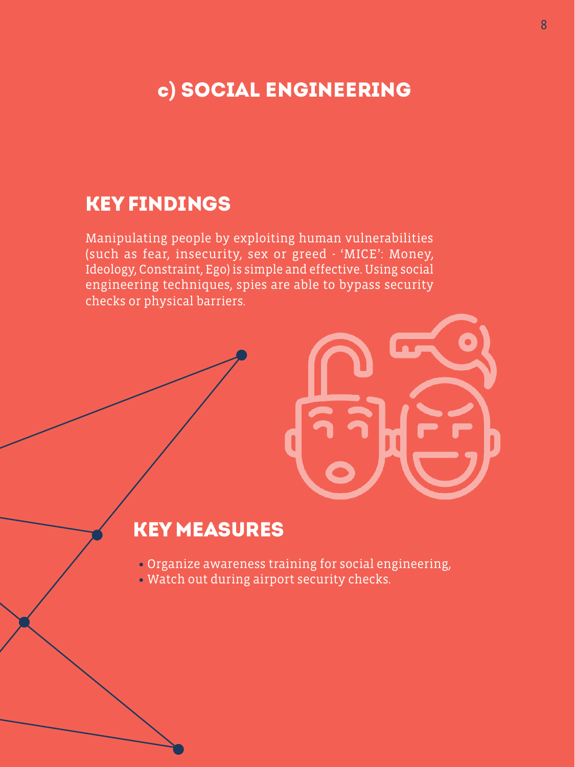## c) SOCIAL ENGINEERING

### KEY FINDINGS

Manipulating people by exploiting human vulnerabilities (such as fear, insecurity, sex or greed - ‘MICE’: Money, Ideology, Constraint, Ego) is simple and effective. Using social engineering techniques, spies are able to bypass security checks or physical barriers.

### KEY MEASURES

- Organize awareness training for social engineering,
- Watch out during airport security checks.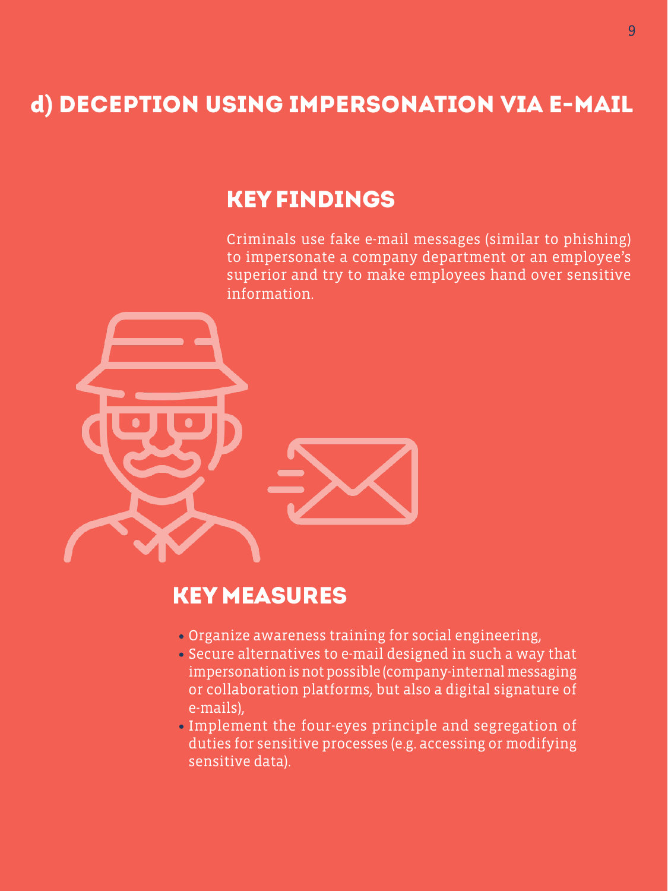## d) DECEPTION USING IMPERSONATION VIA E-MAIL

### KEY FINDINGS

Criminals use fake e-mail messages (similar to phishing) to impersonate a company department or an employee's superior and try to make employees hand over sensitive information.

### KEY MEASURES

- Organize awareness training for social engineering,
- Secure alternatives to e-mail designed in such a way that impersonation is not possible (company-internal messaging or collaboration platforms, but also a digital signature of e-mails),
- Implement the four-eyes principle and segregation of duties for sensitive processes (e.g. accessing or modifying sensitive data).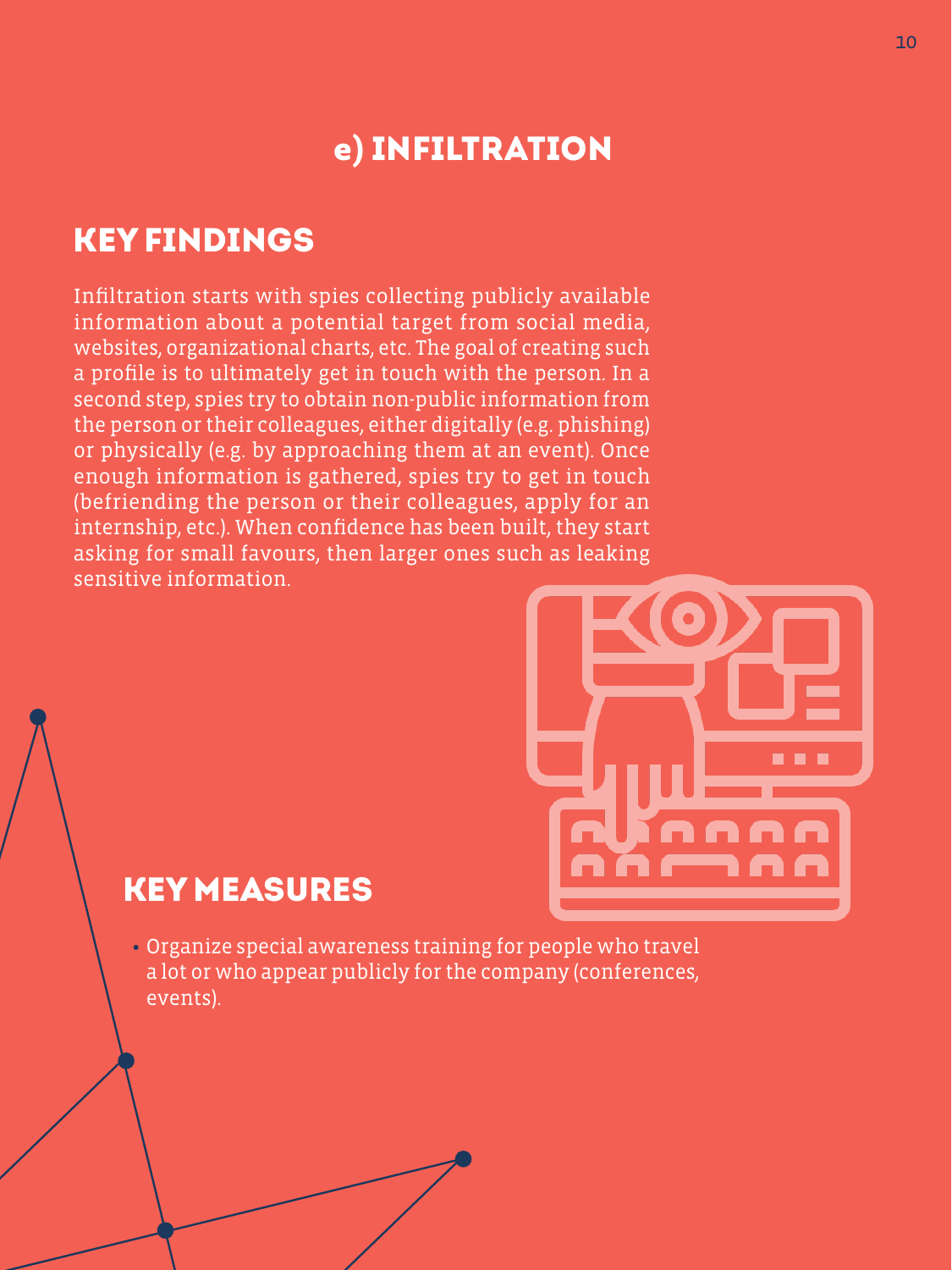## e) INFILTRATION

### KEY FINDINGS

Infiltration starts with spies collecting publicly available information about a potential target from social media, websites, organizational charts, etc. The goal of creating such a profile is to ultimately get in touch with the person. In a second step, spies try to obtain non-public information from the person or their colleagues, either digitally (e.g. phishing) or physically (e.g. by approaching them at an event). Once enough information is gathered, spies try to get in touch (befriending the person or their colleagues, apply for an internship, etc.). When confidence has been built, they start asking for small favours, then larger ones such as leaking sensitive information.

### KEY MEASURES

- Organize special awareness training for people who travel a lot or who appear publicly for the company (conferences, events).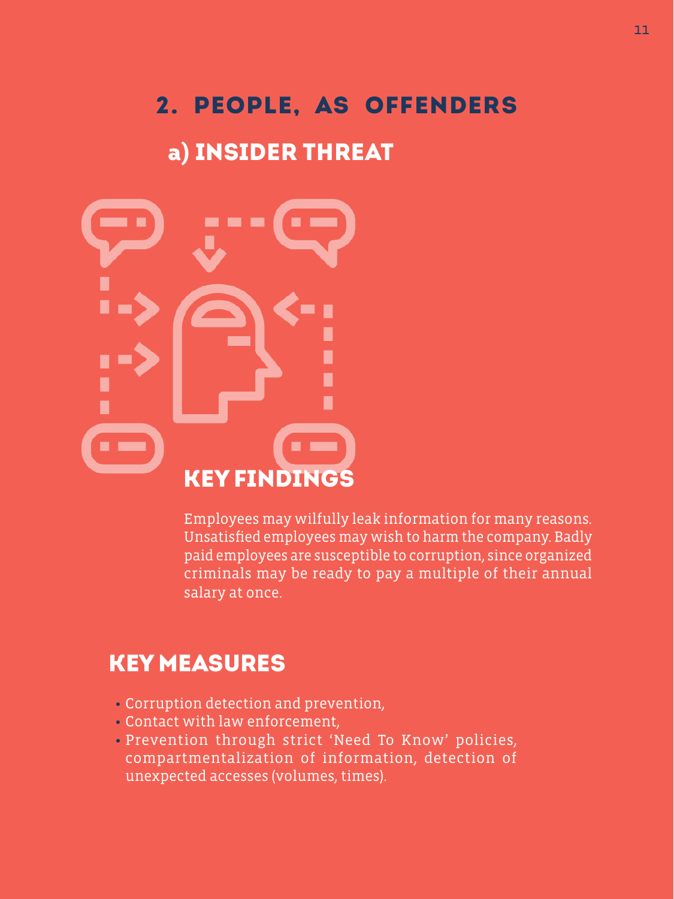## 2. PEOPLE, AS OFFENDERS

### a) INSIDER THREAT

### KEY FINDINGS

Employees may wilfully leak information for many reasons. Unsatisfied employees may wish to harm the company. Badly paid employees are susceptible to corruption, since organized criminals may be ready to pay a multiple of their annual salary at once.

### KEY MEASURES

- Corruption detection and prevention,
- Contact with law enforcement,
- Prevention through strict 'Need To Know' policies, compartmentalization of information, detection of unexpected accesses (volumes, times).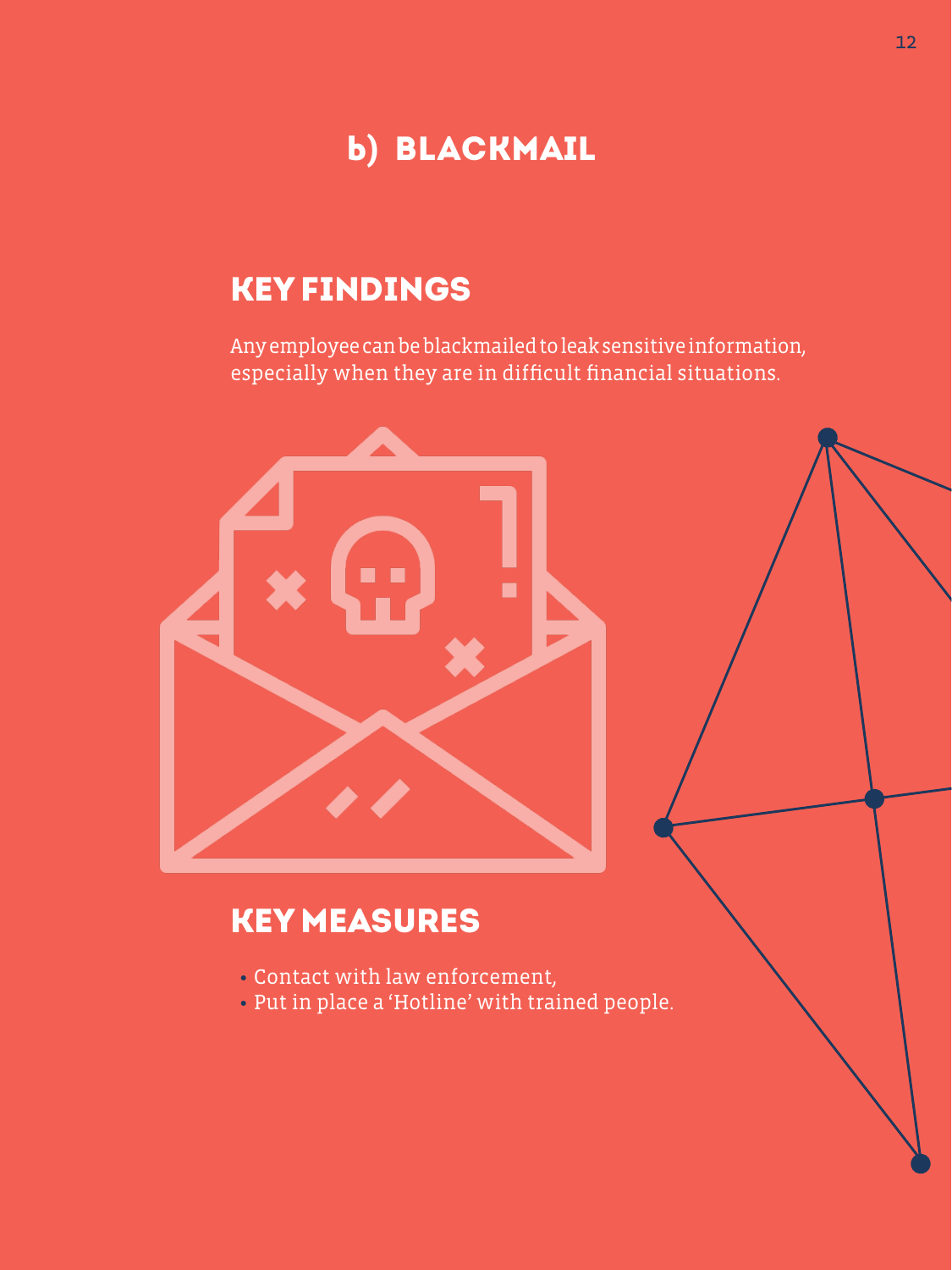## b) BLACKMAIL

### KEY FINDINGS

Any employee can be blackmailed to leak sensitive information, especially when they are in difficult financial situations.

### KEY MEASURES

- Contact with law enforcement,
- Put in place a ‘Hotline’ with trained people.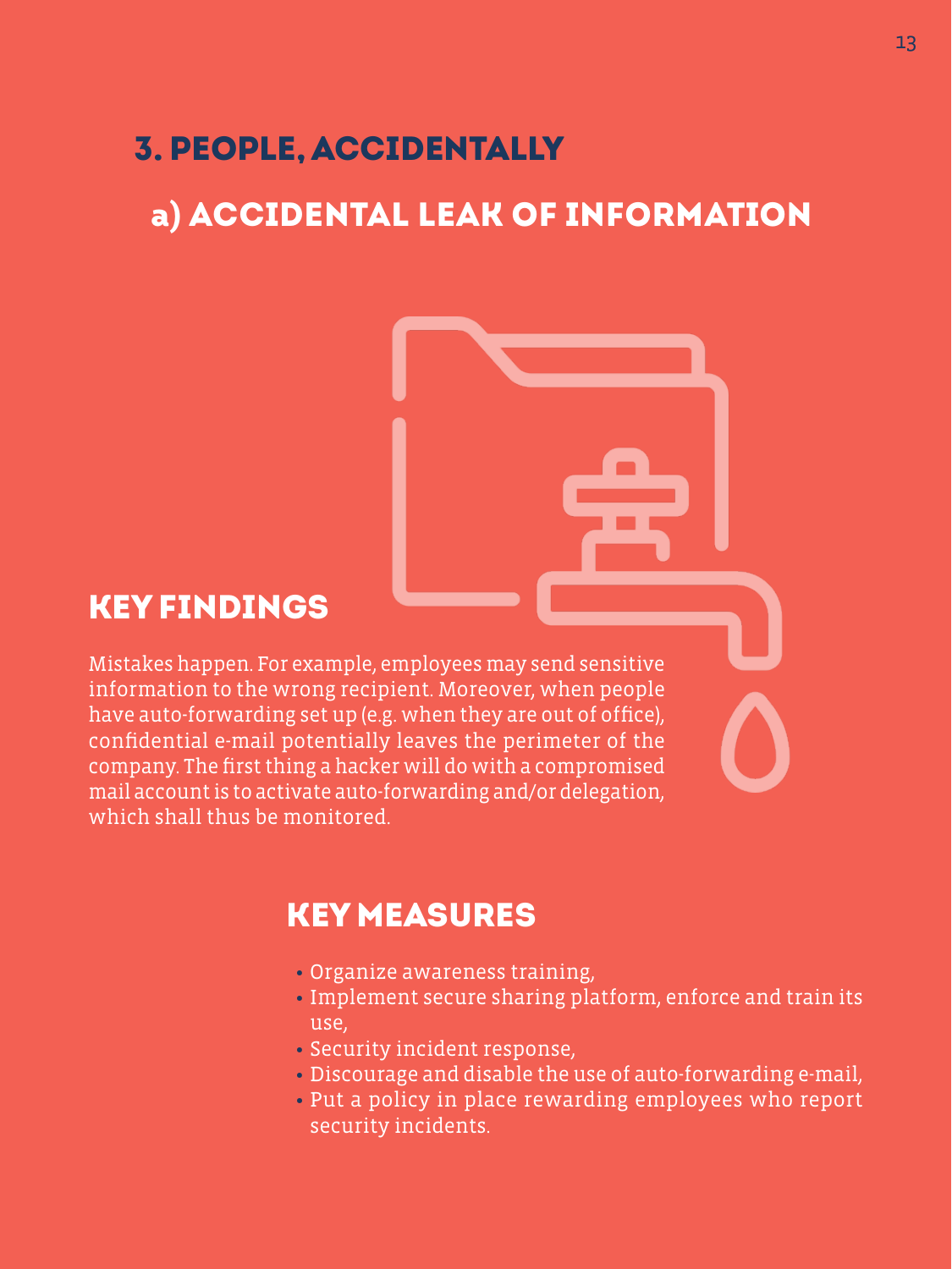# 3. PEOPLE, ACCIDENTALLY

## a) ACCIDENTAL LEAK OF INFORMATION

### KEY FINDINGS

Mistakes happen. For example, employees may send sensitive information to the wrong recipient. Moreover, when people have auto-forwarding set up (e.g. when they are out of office), confidential e-mail potentially leaves the perimeter of the company. The first thing a hacker will do with a compromised mail account is to activate auto-forwarding and/or delegation, which shall thus be monitored.

### KEY MEASURES

- Organize awareness training,
- Implement secure sharing platform, enforce and train its use,
- Security incident response,
- Discourage and disable the use of auto-forwarding e-mail,
- Put a policy in place rewarding employees who report security incidents.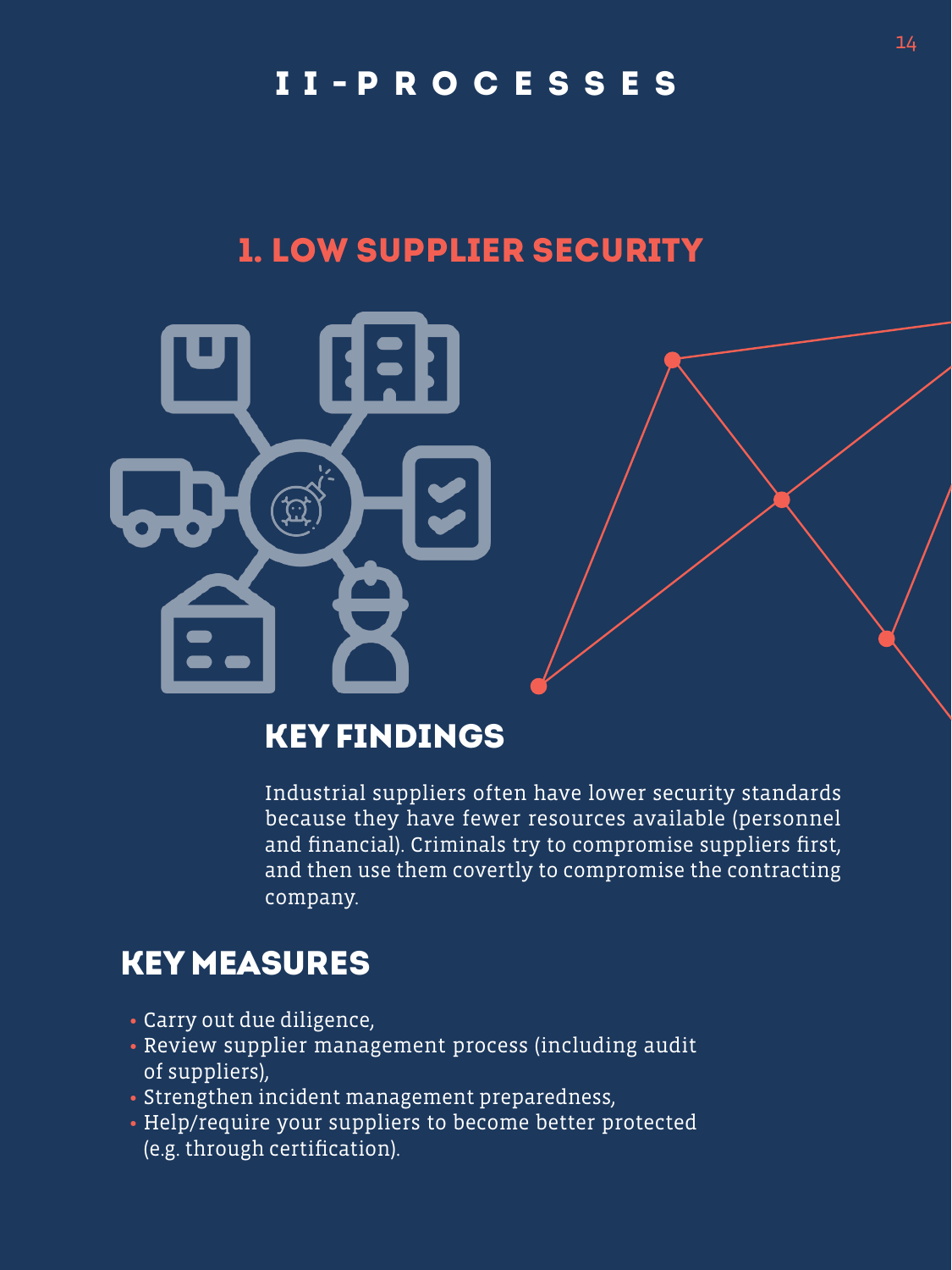# II - PROCESSES

## 1. LOW SUPPLIER SECURITY

### KEY FINDINGS

Industrial suppliers often have lower security standards because they have fewer resources available (personnel and financial). Criminals try to compromise suppliers first, and then use them covertly to compromise the contracting company.

### KEY MEASURES

- Carry out due diligence,
- Review supplier management process (including audit of suppliers),
- Strengthen incident management preparedness,
- Help/require your suppliers to become better protected (e.g. through certification).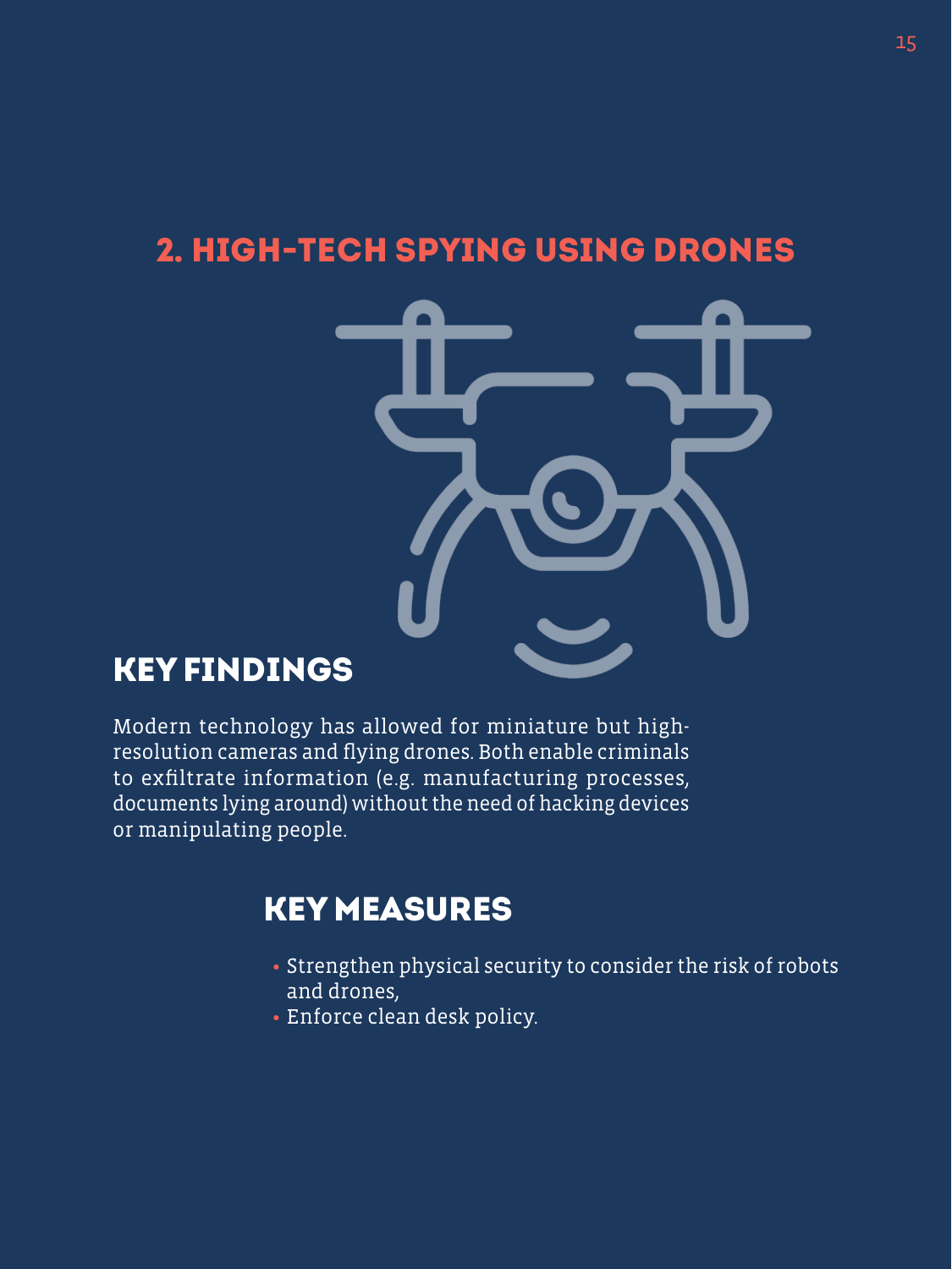## 2. HIGH-TECH SPYING USING DRONES

### KEY FINDINGS

Modern technology has allowed for miniature but high-resolution cameras and flying drones. Both enable criminals to exfiltrate information (e.g. manufacturing processes, documents lying around) without the need of hacking devices or manipulating people.

### KEY MEASURES

- Strengthen physical security to consider the risk of robots and drones,
- Enforce clean desk policy.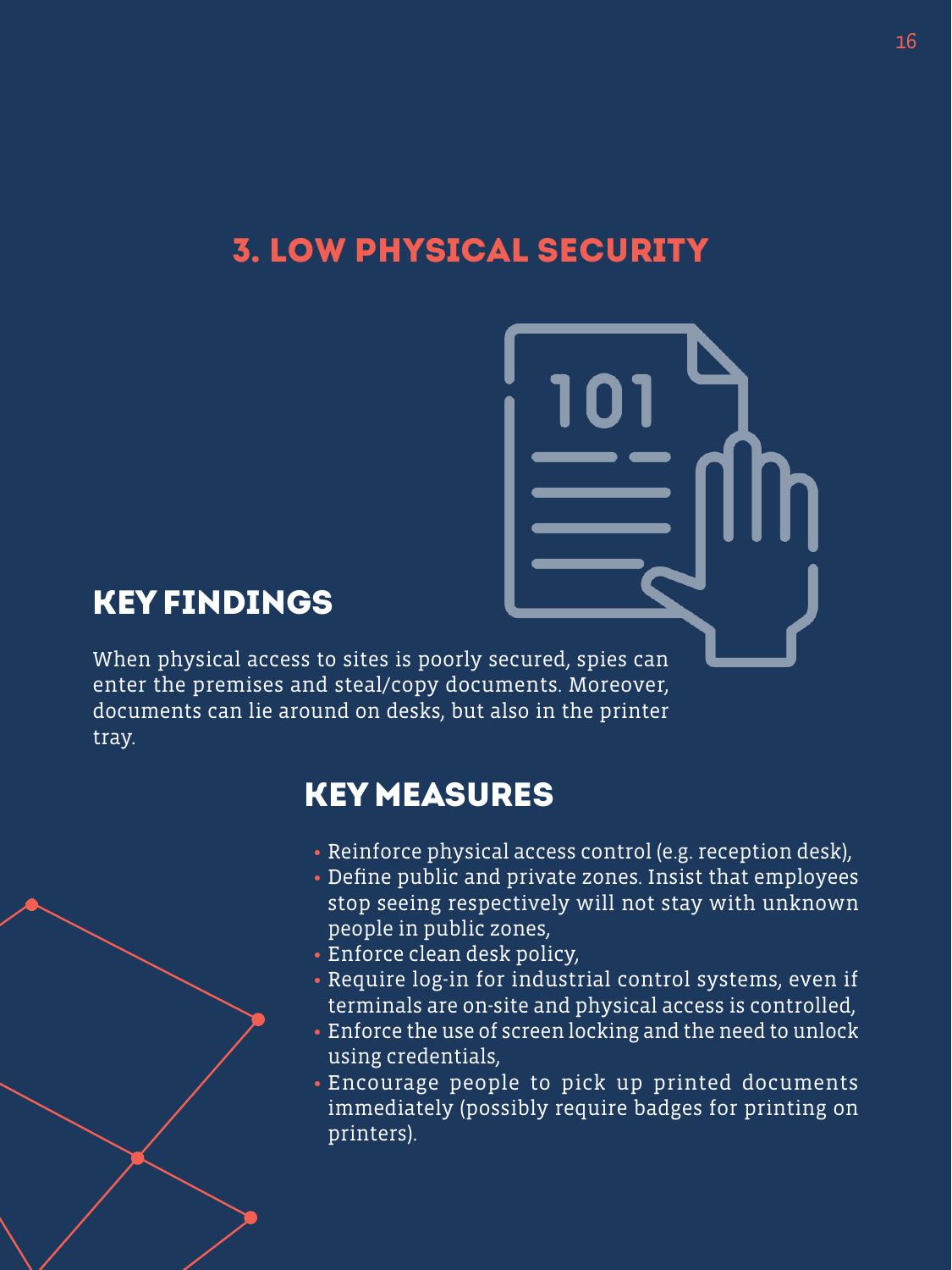## 3. LOW PHYSICAL SECURITY

### KEY FINDINGS

When physical access to sites is poorly secured, spies can enter the premises and steal/copy documents. Moreover, documents can lie around on desks, but also in the printer tray.

### KEY MEASURES

- Reinforce physical access control (e.g. reception desk),
- Define public and private zones. Insist that employees stop seeing respectively will not stay with unknown people in public zones,
- Enforce clean desk policy,
- Require log-in for industrial control systems, even if terminals are on-site and physical access is controlled,
- Enforce the use of screen locking and the need to unlock using credentials,
- Encourage people to pick up printed documents immediately (possibly require badges for printing on printers).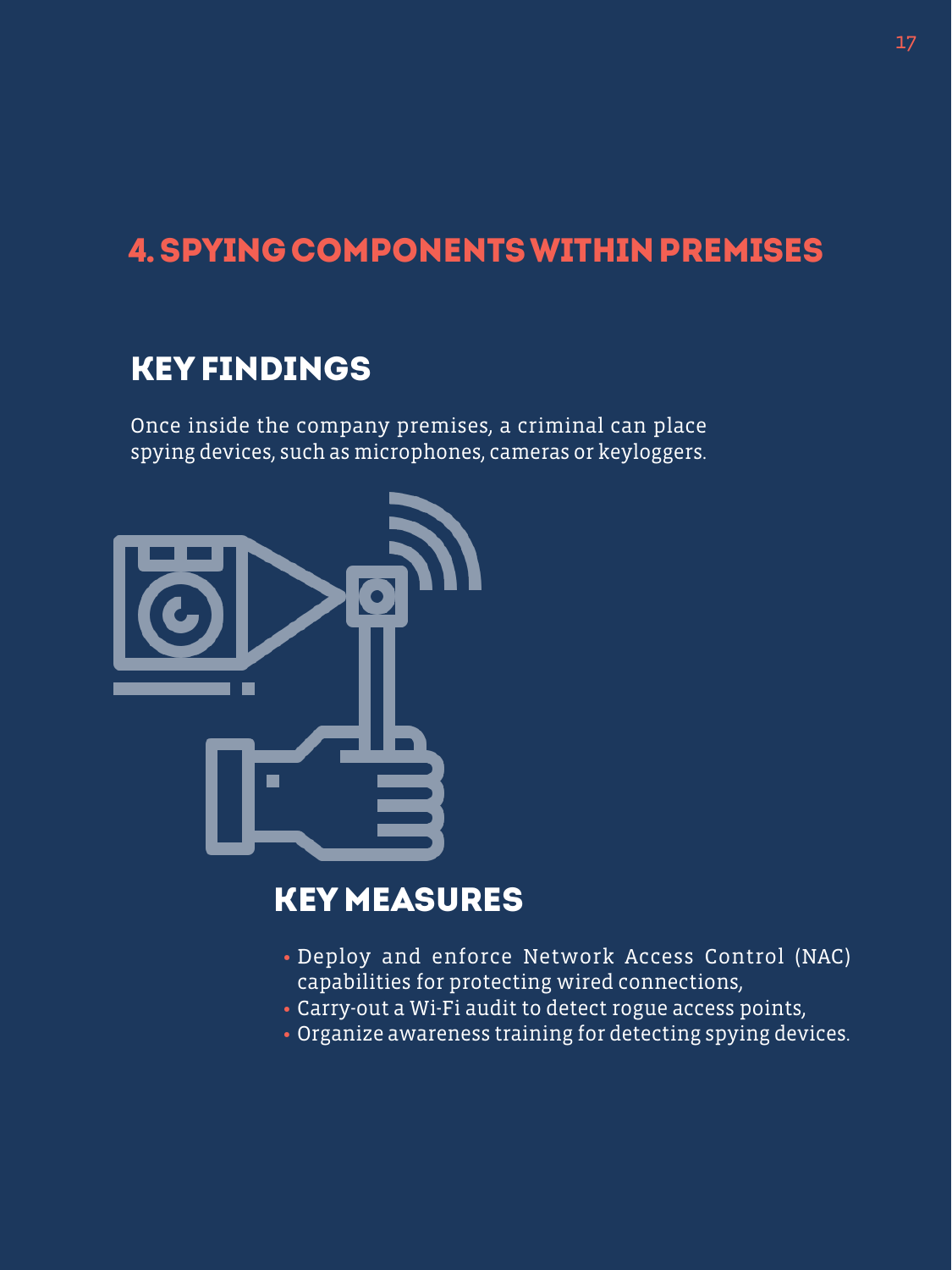## 4. SPYING COMPONENTS WITHIN PREMISES

### KEY FINDINGS

Once inside the company premises, a criminal can place spying devices, such as microphones, cameras or keyloggers.

### KEY MEASURES

- Deploy and enforce Network Access Control (NAC) capabilities for protecting wired connections,
- Carry-out a Wi-Fi audit to detect rogue access points,
- Organize awareness training for detecting spying devices.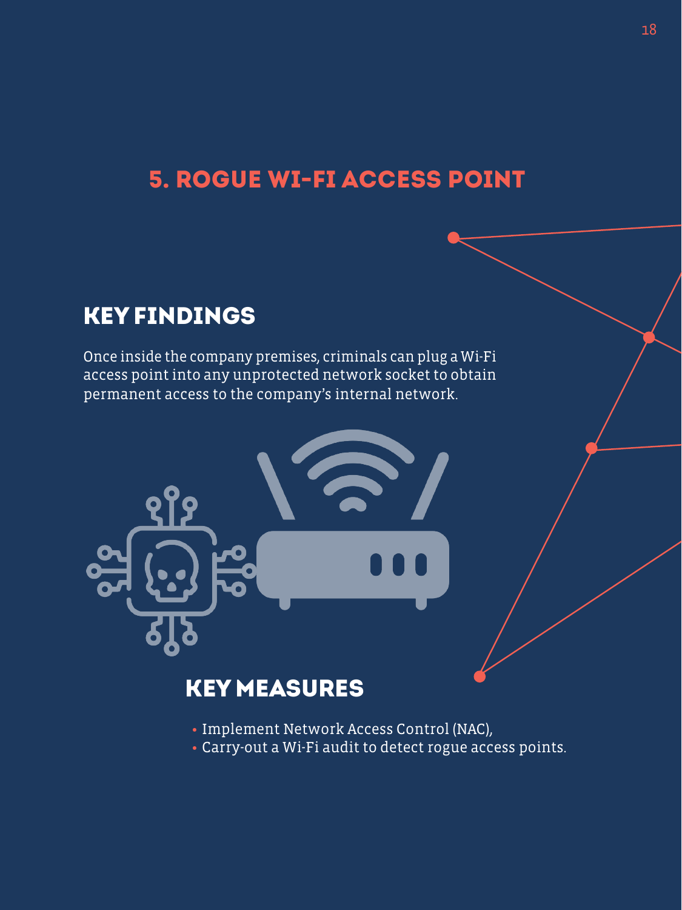## 5. ROGUE WI-FI ACCESS POINT

### KEY FINDINGS

Once inside the company premises, criminals can plug a Wi-Fi access point into any unprotected network socket to obtain permanent access to the company's internal network.

### KEY MEASURES

- Implement Network Access Control (NAC),
- Carry-out a Wi-Fi audit to detect rogue access points.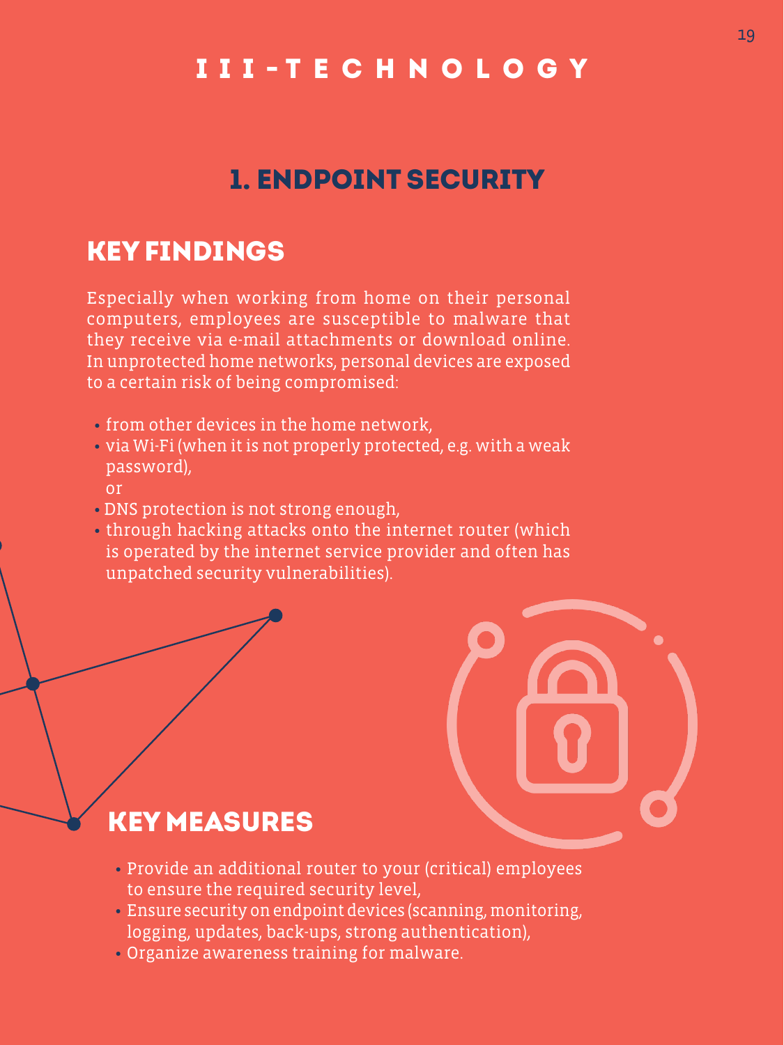# III - TECHNOLOGY

## 1. ENDPOINT SECURITY

### KEY FINDINGS

Especially when working from home on their personal computers, employees are susceptible to malware that they receive via e-mail attachments or download online. In unprotected home networks, personal devices are exposed to a certain risk of being compromised:

- from other devices in the home network,
- via Wi-Fi (when it is not properly protected, e.g. with a weak password),
  or
- DNS protection is not strong enough,
- through hacking attacks onto the internet router (which is operated by the internet service provider and often has unpatched security vulnerabilities).

### KEY MEASURES

- Provide an additional router to your (critical) employees to ensure the required security level,
- Ensure security on endpoint devices (scanning, monitoring, logging, updates, back-ups, strong authentication),
- Organize awareness training for malware.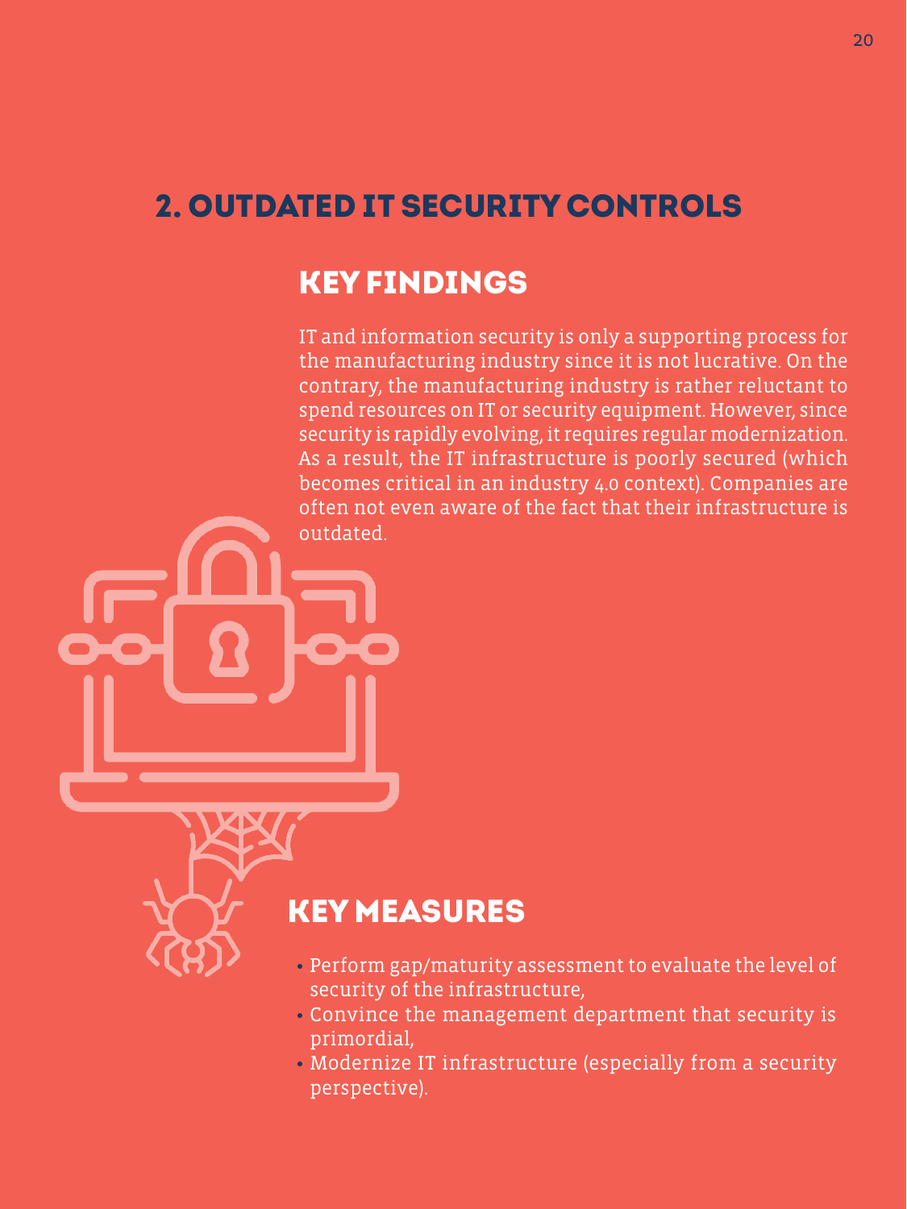## 2. OUTDATED IT SECURITY CONTROLS

### KEY FINDINGS

IT and information security is only a supporting process for the manufacturing industry since it is not lucrative. On the contrary, the manufacturing industry is rather reluctant to spend resources on IT or security equipment. However, since security is rapidly evolving, it requires regular modernization. As a result, the IT infrastructure is poorly secured (which becomes critical in an industry 4.0 context). Companies are often not even aware of the fact that their infrastructure is outdated.

### KEY MEASURES

- Perform gap/maturity assessment to evaluate the level of security of the infrastructure,
- Convince the management department that security is primordial,
- Modernize IT infrastructure (especially from a security perspective).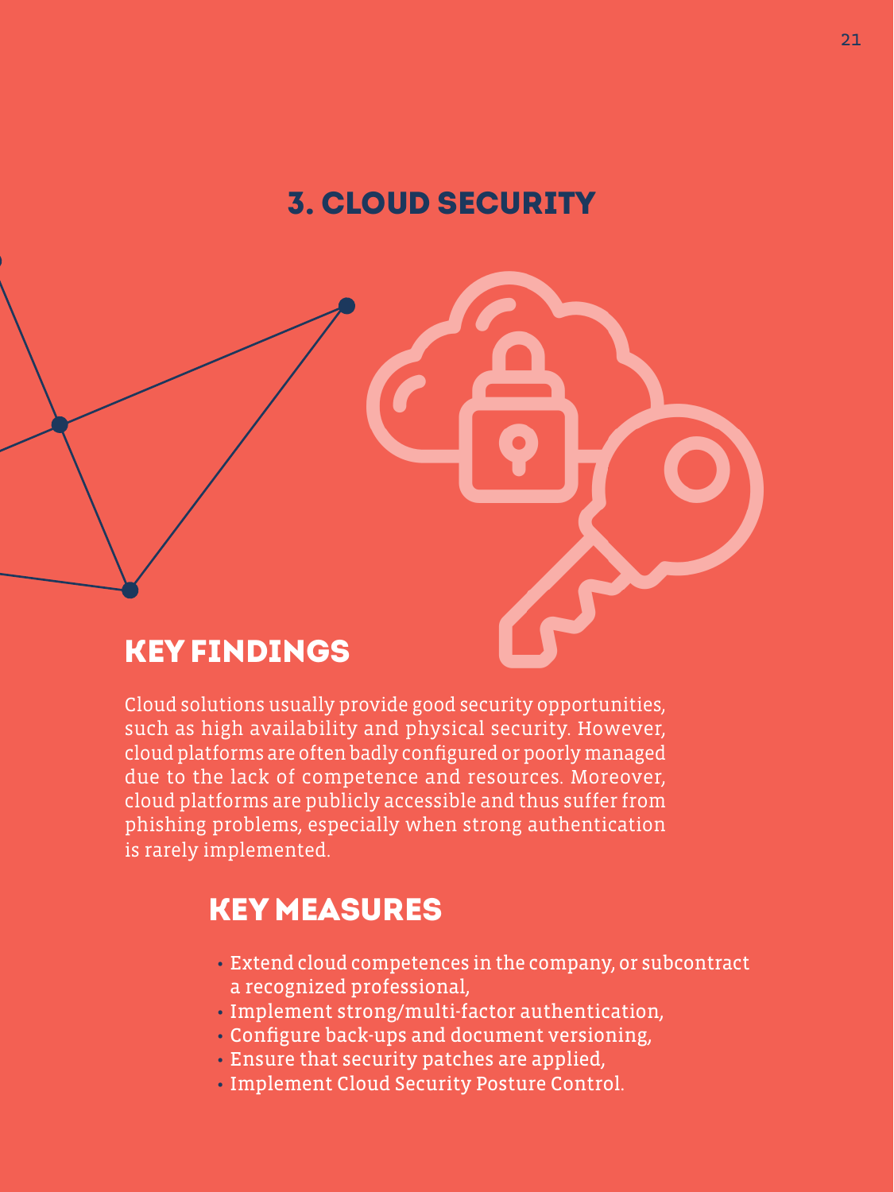# 3. CLOUD SECURITY

## KEY FINDINGS

Cloud solutions usually provide good security opportunities, such as high availability and physical security. However, cloud platforms are often badly configured or poorly managed due to the lack of competence and resources. Moreover, cloud platforms are publicly accessible and thus suffer from phishing problems, especially when strong authentication is rarely implemented.

## KEY MEASURES

- Extend cloud competences in the company, or subcontract a recognized professional,
- Implement strong/multi-factor authentication,
- Configure back-ups and document versioning,
- Ensure that security patches are applied,
- Implement Cloud Security Posture Control.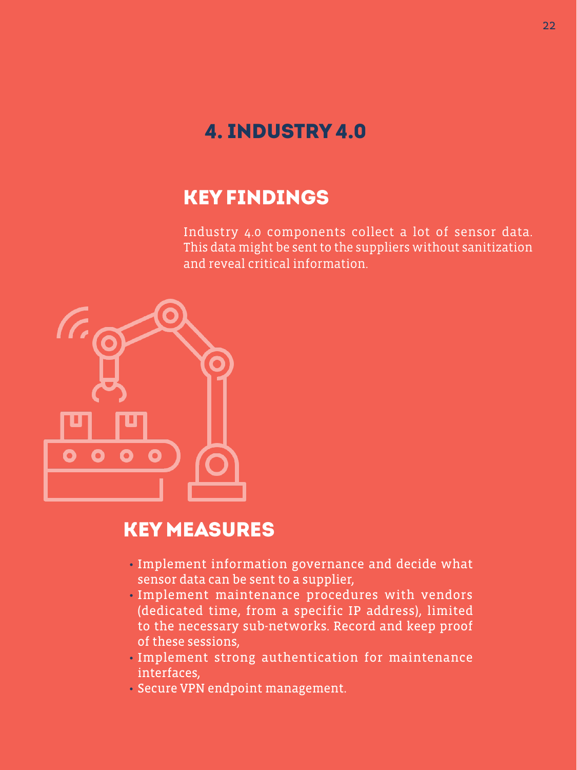# 4. INDUSTRY 4.0

## KEY FINDINGS

Industry 4.0 components collect a lot of sensor data. This data might be sent to the suppliers without sanitization and reveal critical information.

## KEY MEASURES

- Implement information governance and decide what sensor data can be sent to a supplier,
- Implement maintenance procedures with vendors (dedicated time, from a specific IP address), limited to the necessary sub-networks. Record and keep proof of these sessions,
- Implement strong authentication for maintenance interfaces,
- Secure VPN endpoint management.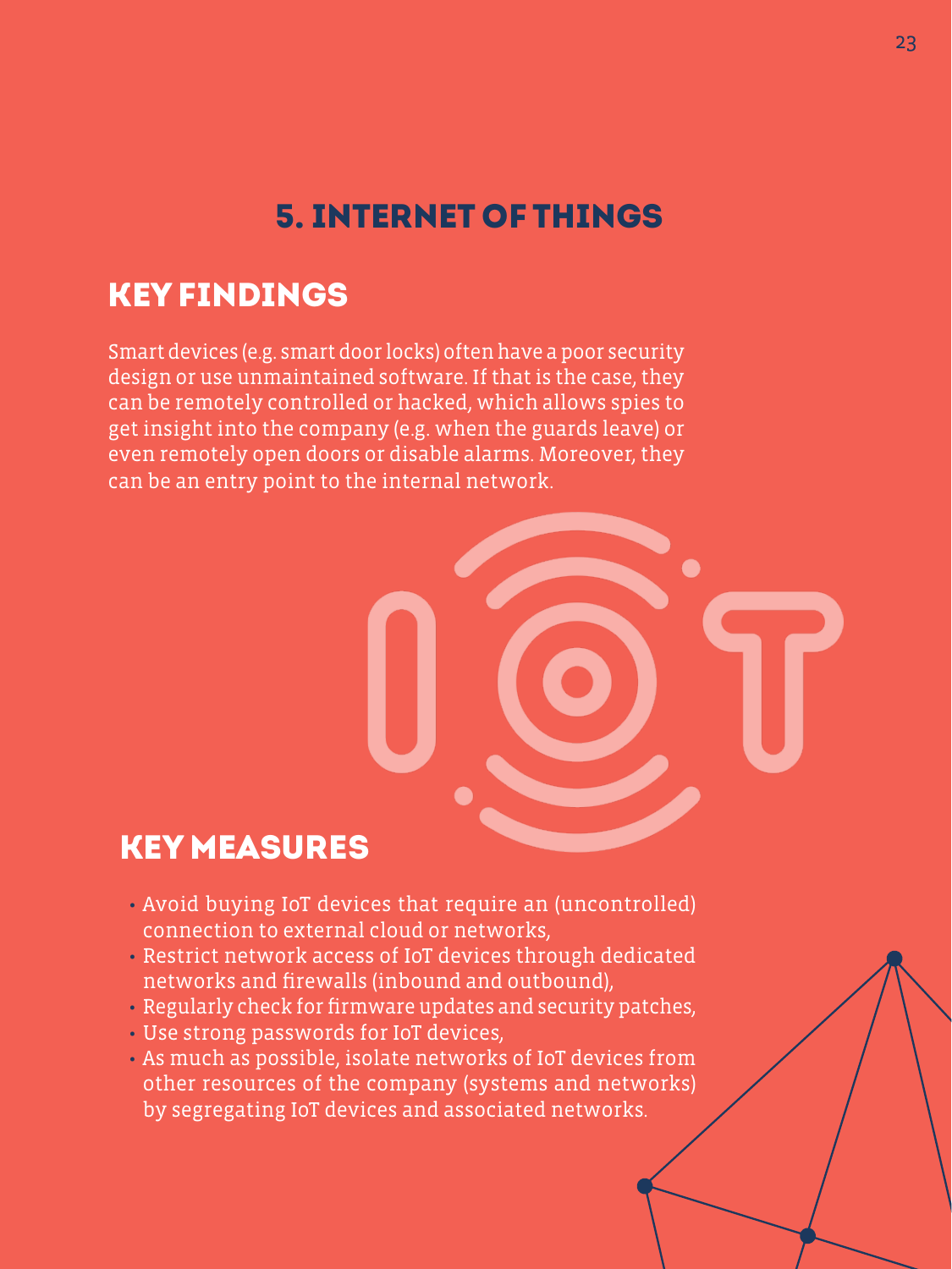# 5. INTERNET OF THINGS

## KEY FINDINGS

Smart devices (e.g. smart door locks) often have a poor security design or use unmaintained software. If that is the case, they can be remotely controlled or hacked, which allows spies to get insight into the company (e.g. when the guards leave) or even remotely open doors or disable alarms. Moreover, they can be an entry point to the internal network.

## KEY MEASURES

- Avoid buying IoT devices that require an (uncontrolled) connection to external cloud or networks,
- Restrict network access of IoT devices through dedicated networks and firewalls (inbound and outbound),
- Regularly check for firmware updates and security patches,
- Use strong passwords for IoT devices,
- As much as possible, isolate networks of IoT devices from other resources of the company (systems and networks) by segregating IoT devices and associated networks.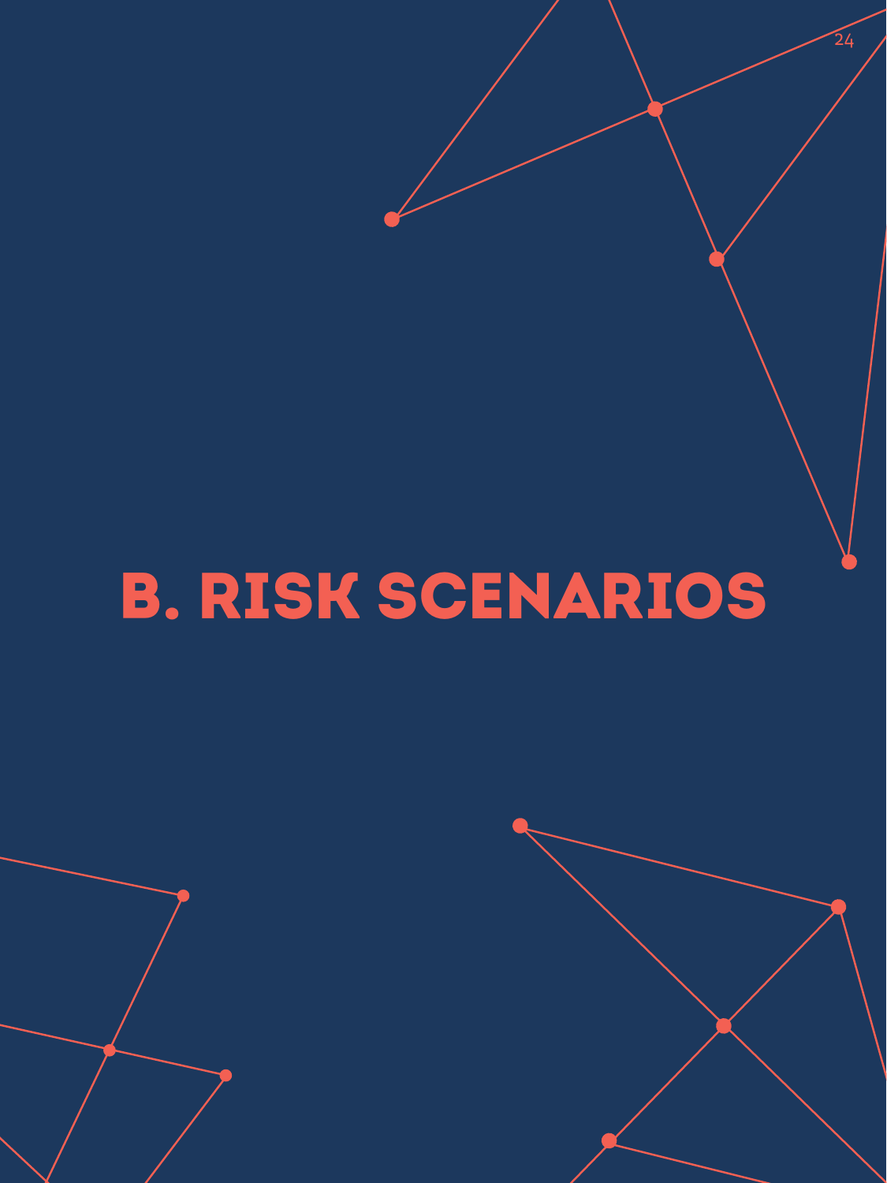# B. RISK SCENARIOS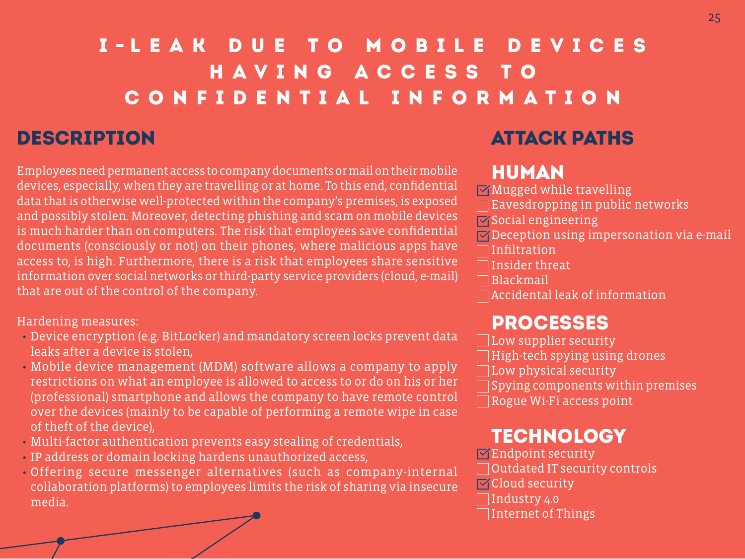# I-LEAK DUE TO MOBILE DEVICES HAVING ACCESS TO CONFIDENTIAL INFORMATION

## DESCRIPTION

Employees need permanent access to company documents or mail on their mobile devices, especially, when they are travelling or at home. To this end, confidential data that is otherwise well-protected within the company's premises, is exposed and possibly stolen. Moreover, detecting phishing and scam on mobile devices is much harder than on computers. The risk that employees save confidential documents (consciously or not) on their phones, where malicious apps have access to, is high. Furthermore, there is a risk that employees share sensitive information over social networks or third-party service providers (cloud, e-mail) that are out of the control of the company.

Hardening measures:

- Device encryption (e.g. BitLocker) and mandatory screen locks prevent data leaks after a device is stolen,
- Mobile device management (MDM) software allows a company to apply restrictions on what an employee is allowed to access to or do on his or her (professional) smartphone and allows the company to have remote control over the devices (mainly to be capable of performing a remote wipe in case of theft of the device),
- Multi-factor authentication prevents easy stealing of credentials,
- IP address or domain locking hardens unauthorized access,
- Offering secure messenger alternatives (such as company-internal collaboration platforms) to employees limits the risk of sharing via insecure media.

## ATTACK PATHS

### HUMAN

- [x] Mugged while travelling
- [ ] Eavesdropping in public networks
- [x] Social engineering
- [x] Deception using impersonation via e-mail
- [ ] Infiltration
- [ ] Insider threat
- [ ] Blackmail
- [ ] Accidental leak of information

### PROCESSES

- [ ] Low supplier security
- [ ] High-tech spying using drones
- [ ] Low physical security
- [ ] Spying components within premises
- [ ] Rogue Wi-Fi access point

### TECHNOLOGY

- [x] Endpoint security
- [ ] Outdated IT security controls
- [x] Cloud security
- [ ] Industry 4.0
- [ ] Internet of Things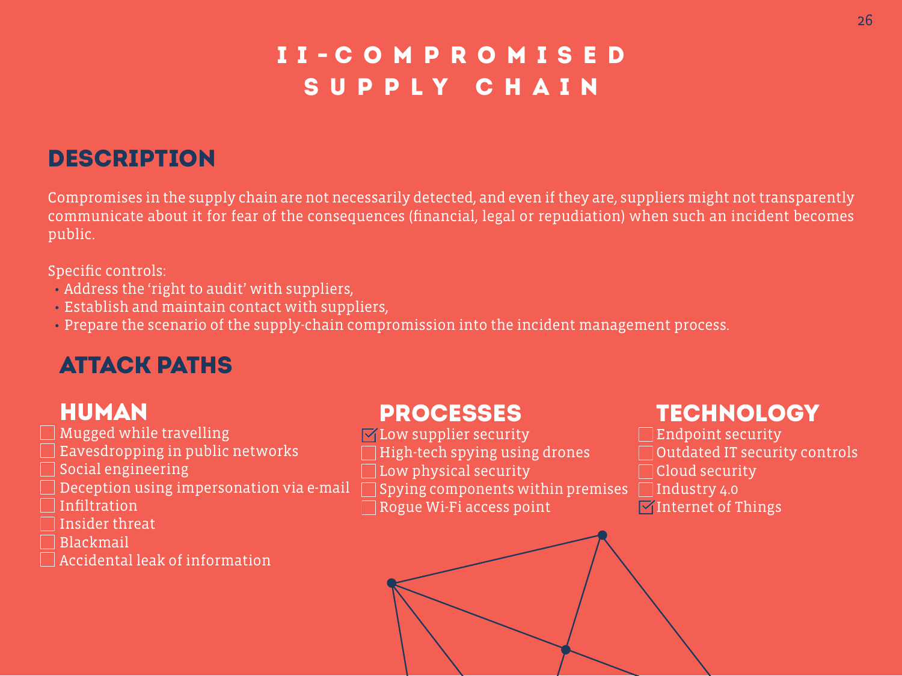# II-Compromised Supply Chain

## Description

Compromises in the supply chain are not necessarily detected, and even if they are, suppliers might not transparently communicate about it for fear of the consequences (financial, legal or repudiation) when such an incident becomes public.

Specific controls:

- Address the 'right to audit' with suppliers,
- Establish and maintain contact with suppliers,
- Prepare the scenario of the supply-chain compromission into the incident management process.

## Attack Paths

### Human

- [ ] Mugged while travelling
- [ ] Eavesdropping in public networks
- [ ] Social engineering
- [ ] Deception using impersonation via e-mail
- [ ] Infiltration
- [ ] Insider threat
- [ ] Blackmail
- [ ] Accidental leak of information

### Processes

- [x] Low supplier security
- [ ] High-tech spying using drones
- [ ] Low physical security
- [ ] Spying components within premises
- [ ] Rogue Wi-Fi access point

### Technology

- [ ] Endpoint security
- [ ] Outdated IT security controls
- [ ] Cloud security
- [ ] Industry 4.0
- [x] Internet of Things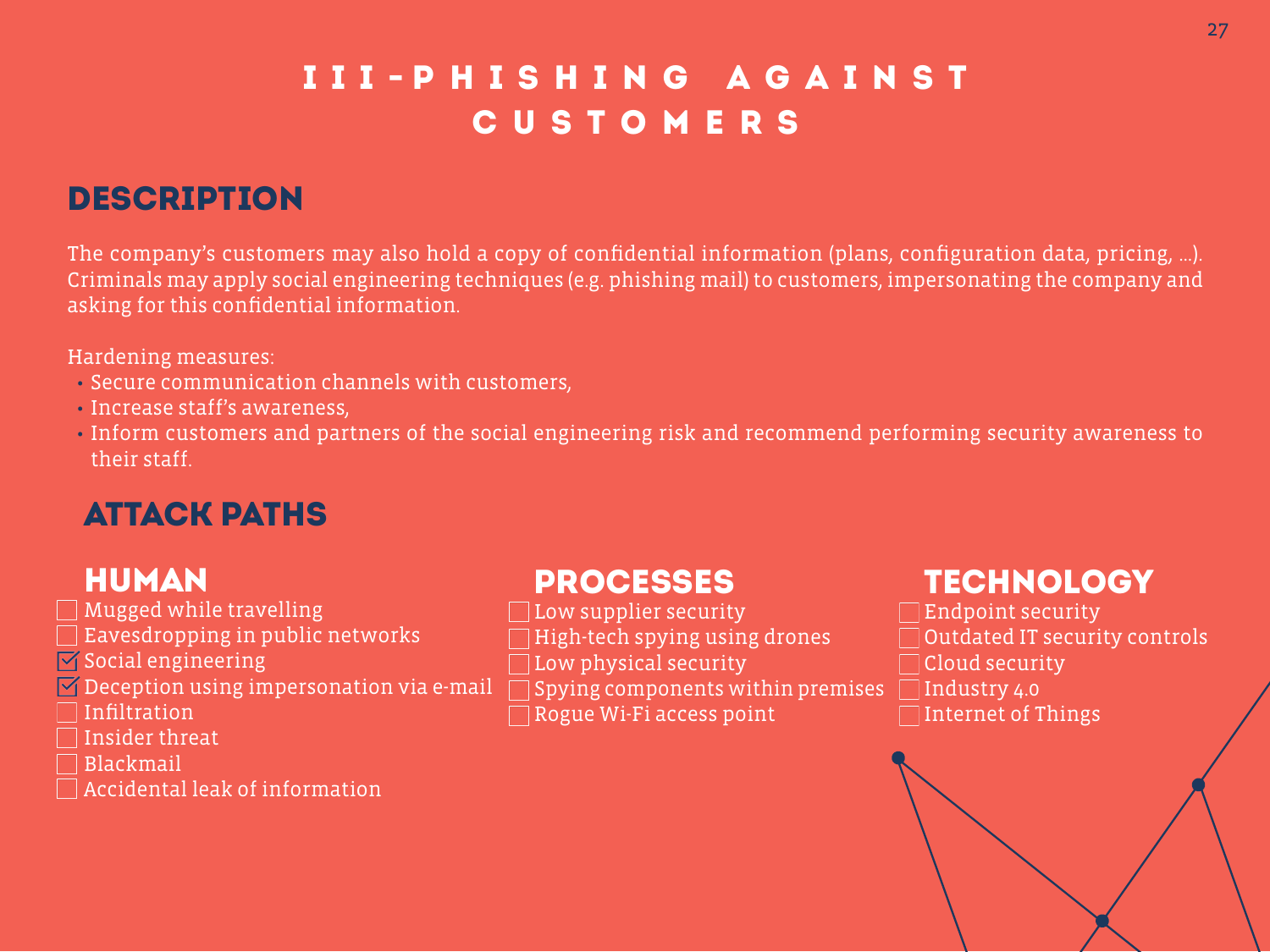# III-PHISHING AGAINST CUSTOMERS

## DESCRIPTION

The company's customers may also hold a copy of confidential information (plans, configuration data, pricing, ...). Criminals may apply social engineering techniques (e.g. phishing mail) to customers, impersonating the company and asking for this confidential information.

Hardening measures:

- Secure communication channels with customers,
- Increase staff's awareness,
- Inform customers and partners of the social engineering risk and recommend performing security awareness to their staff.

## ATTACK PATHS

### HUMAN

- [ ] Mugged while travelling
- [ ] Eavesdropping in public networks
- [x] Social engineering
- [x] Deception using impersonation via e-mail
- [ ] Infiltration
- [ ] Insider threat
- [ ] Blackmail
- [ ] Accidental leak of information

### PROCESSES

- [ ] Low supplier security
- [ ] High-tech spying using drones
- [ ] Low physical security
- [ ] Spying components within premises
- [ ] Rogue Wi-Fi access point

### TECHNOLOGY

- [ ] Endpoint security
- [ ] Outdated IT security controls
- [ ] Cloud security
- [ ] Industry 4.0
- [ ] Internet of Things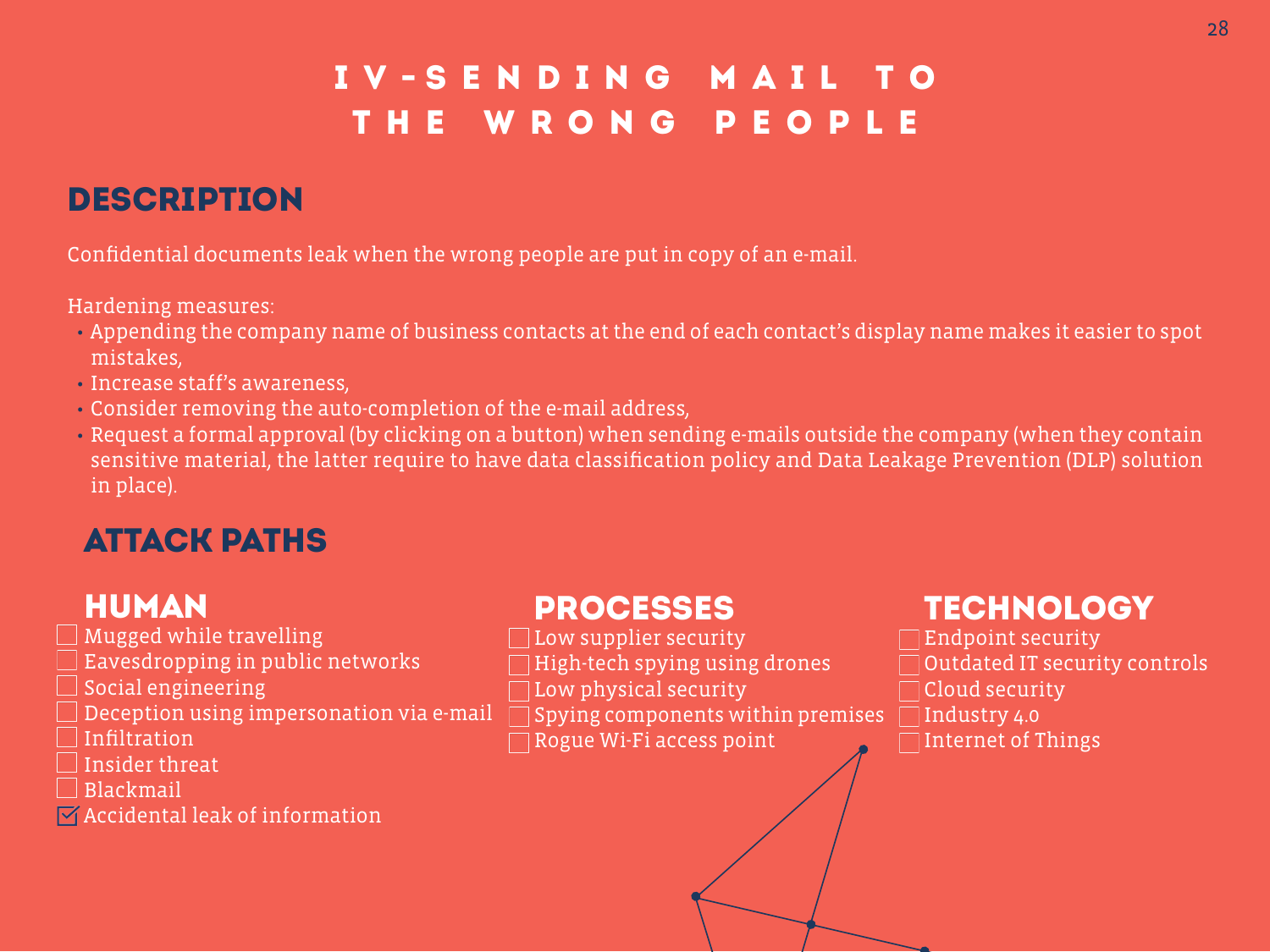# IV-SENDING MAIL TO THE WRONG PEOPLE

## DESCRIPTION

Confidential documents leak when the wrong people are put in copy of an e-mail.

Hardening measures:

- Appending the company name of business contacts at the end of each contact's display name makes it easier to spot mistakes,
- Increase staff's awareness,
- Consider removing the auto-completion of the e-mail address,
- Request a formal approval (by clicking on a button) when sending e-mails outside the company (when they contain sensitive material, the latter require to have data classification policy and Data Leakage Prevention (DLP) solution in place).

## ATTACK PATHS

### HUMAN

- [ ] Mugged while travelling
- [ ] Eavesdropping in public networks
- [ ] Social engineering
- [ ] Deception using impersonation via e-mail
- [ ] Infiltration
- [ ] Insider threat
- [ ] Blackmail
- [x] Accidental leak of information

### PROCESSES

- [ ] Low supplier security
- [ ] High-tech spying using drones
- [ ] Low physical security
- [ ] Spying components within premises
- [ ] Rogue Wi-Fi access point

### TECHNOLOGY

- [ ] Endpoint security
- [ ] Outdated IT security controls
- [ ] Cloud security
- [ ] Industry 4.0
- [ ] Internet of Things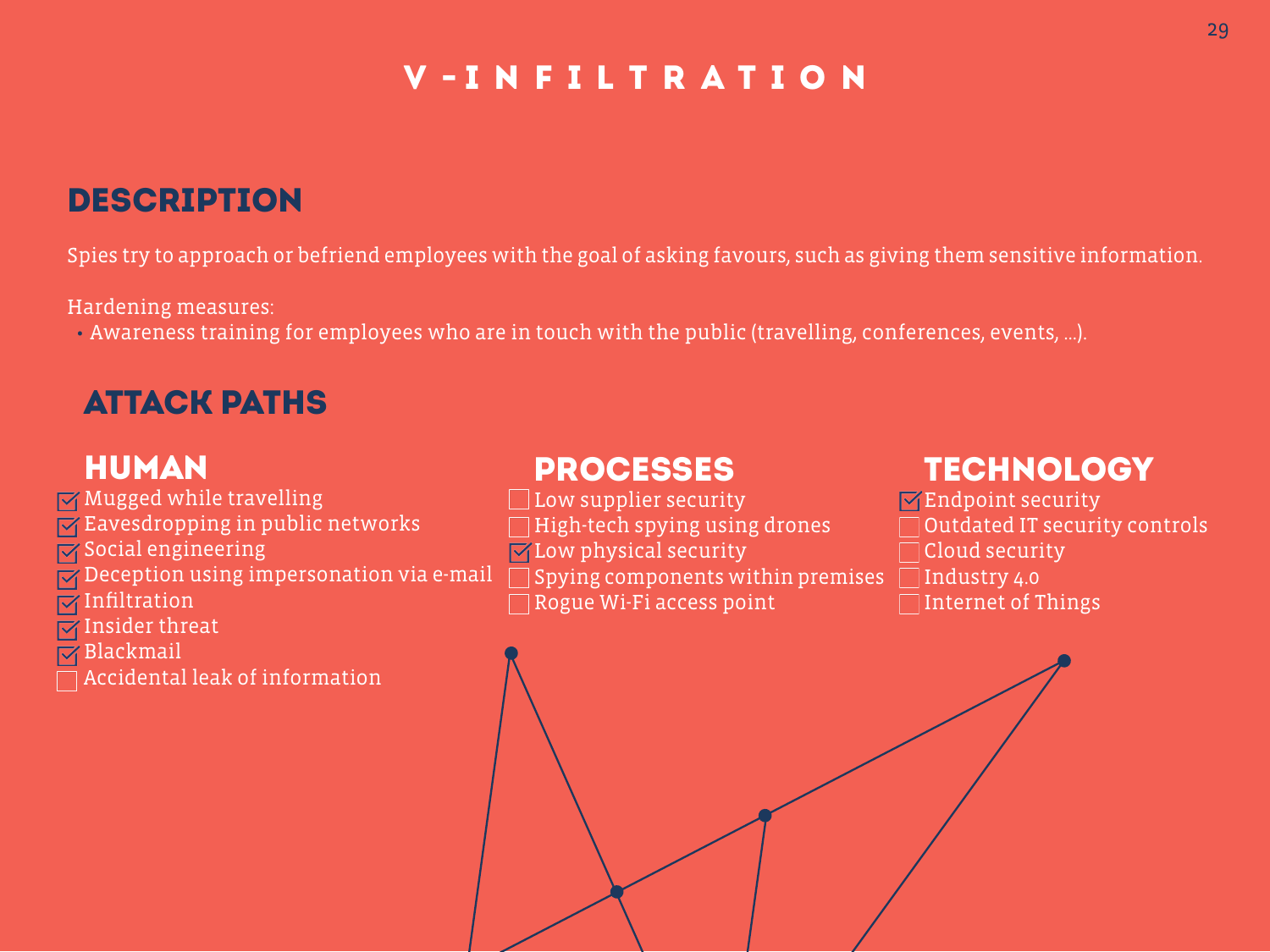# V - INFILTRATION

## DESCRIPTION

Spies try to approach or befriend employees with the goal of asking favours, such as giving them sensitive information.

Hardening measures:

- Awareness training for employees who are in touch with the public (travelling, conferences, events, …).

## ATTACK PATHS

### HUMAN

- [x] Mugged while travelling
- [x] Eavesdropping in public networks
- [x] Social engineering
- [x] Deception using impersonation via e-mail
- [x] Infiltration
- [x] Insider threat
- [x] Blackmail
- [ ] Accidental leak of information

### PROCESSES

- [ ] Low supplier security
- [ ] High-tech spying using drones
- [x] Low physical security
- [ ] Spying components within premises
- [ ] Rogue Wi-Fi access point

### TECHNOLOGY

- [x] Endpoint security
- [ ] Outdated IT security controls
- [ ] Cloud security
- [ ] Industry 4.0
- [ ] Internet of Things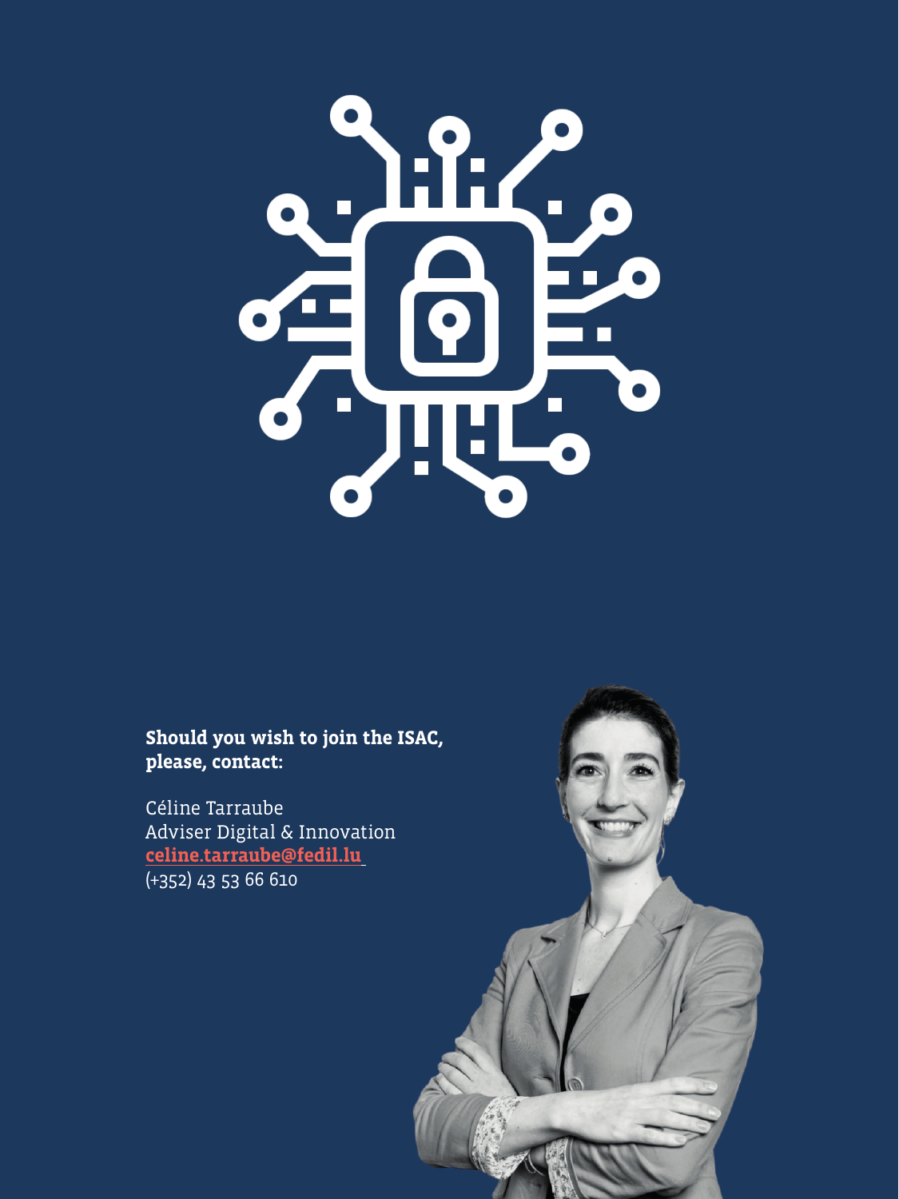**Should you wish to join the ISAC, please, contact:**

Céline Tarraube
Adviser Digital & Innovation
**celine.tarraube@fedil.lu**
(+352) 43 53 66 610